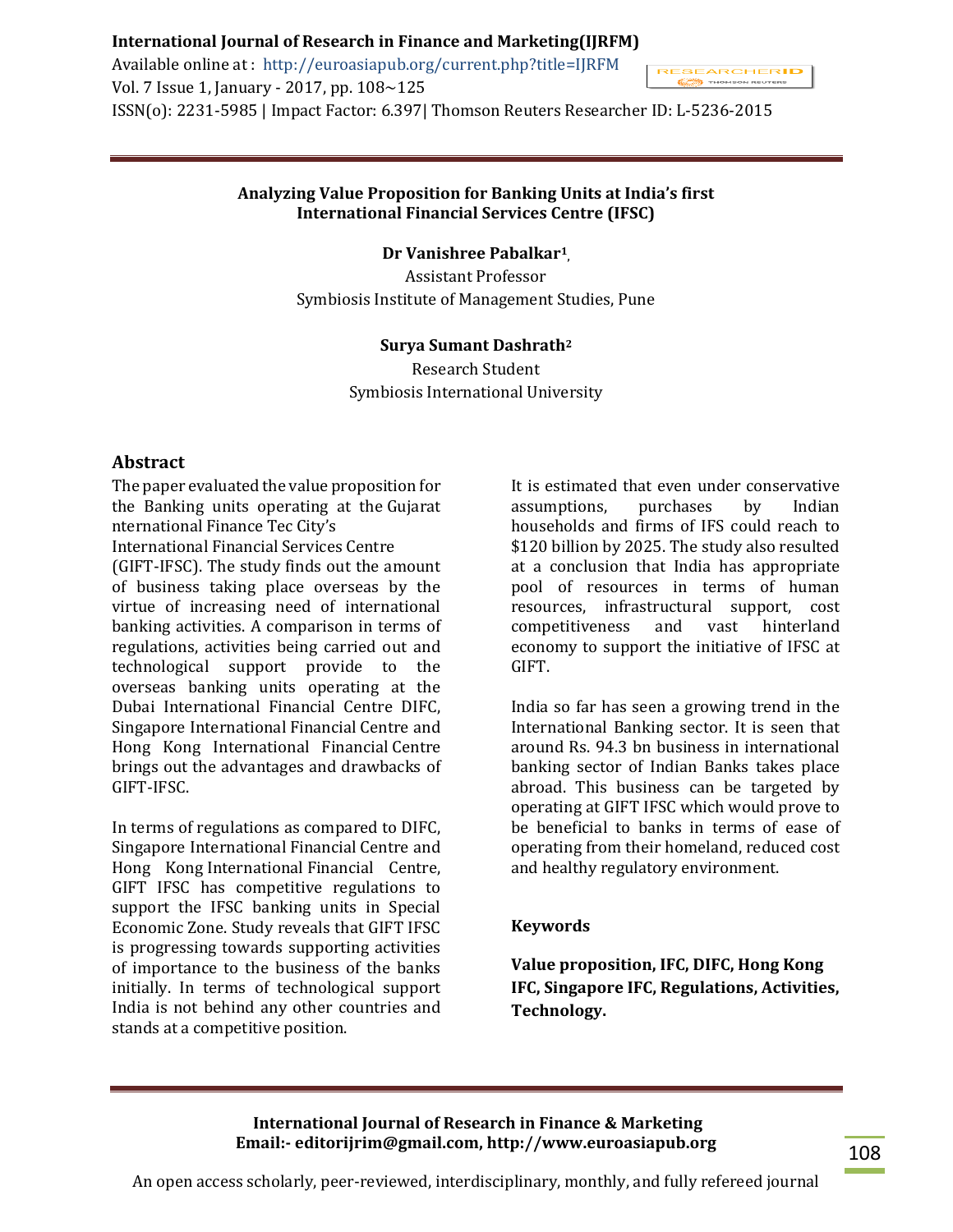# Analyzing Value Proposition for Banking Units at India's first International Financial Services Centre (IFSC)

**Dr Vanishree Pabalkar[1]**,
Assistant Professor
Symbiosis Institute of Management Studies, Pune

**Surya Sumant Dashrath[2]**
Research Student
Symbiosis International University

## Abstract

The paper evaluated the value proposition for the Banking units operating at the Gujarat nternational Finance Tec City's International Financial Services Centre (GIFT-IFSC). The study finds out the amount of business taking place overseas by the virtue of increasing need of international banking activities. A comparison in terms of regulations, activities being carried out and technological support provide to the overseas banking units operating at the Dubai International Financial Centre DIFC, Singapore International Financial Centre and Hong Kong International Financial Centre brings out the advantages and drawbacks of GIFT-IFSC.

In terms of regulations as compared to DIFC, Singapore International Financial Centre and Hong Kong International Financial Centre, GIFT IFSC has competitive regulations to support the IFSC banking units in Special Economic Zone. Study reveals that GIFT IFSC is progressing towards supporting activities of importance to the business of the banks initially. In terms of technological support India is not behind any other countries and stands at a competitive position.

It is estimated that even under conservative assumptions, purchases by Indian households and firms of IFS could reach to $120 billion by 2025. The study also resulted at a conclusion that India has appropriate pool of resources in terms of human resources, infrastructural support, cost competitiveness and vast hinterland economy to support the initiative of IFSC at GIFT.

India so far has seen a growing trend in the International Banking sector. It is seen that around Rs. 94.3 bn business in international banking sector of Indian Banks takes place abroad. This business can be targeted by operating at GIFT IFSC which would prove to be beneficial to banks in terms of ease of operating from their homeland, reduced cost and healthy regulatory environment.

### Keywords

**Value proposition, IFC, DIFC, Hong Kong IFC, Singapore IFC, Regulations, Activities, Technology.**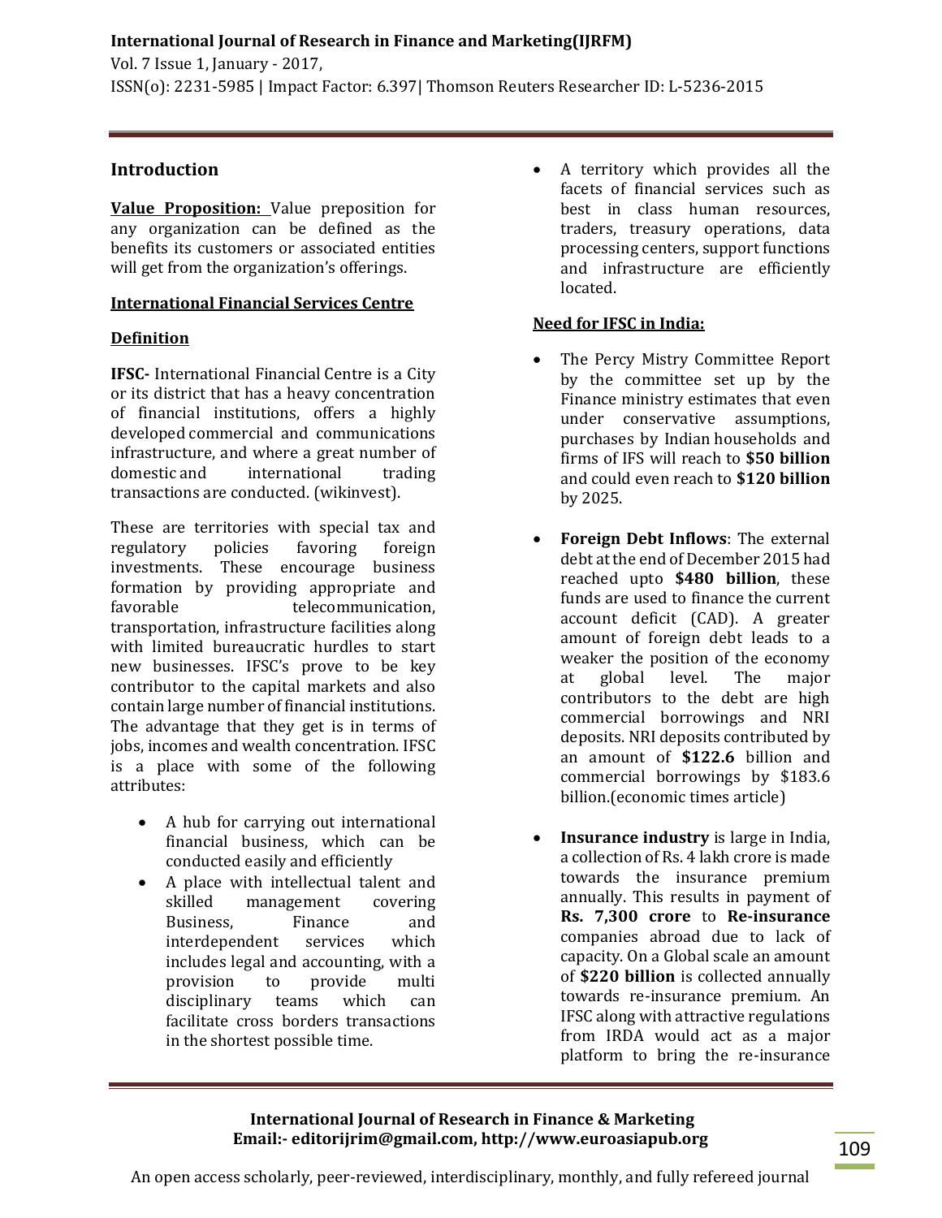## Introduction

**Value Proposition:** Value preposition for any organization can be defined as the benefits its customers or associated entities will get from the organization's offerings.

### International Financial Services Centre

### Definition

**IFSC-** International Financial Centre is a City or its district that has a heavy concentration of financial institutions, offers a highly developed commercial and communications infrastructure, and where a great number of domestic and international trading transactions are conducted. (wikinvest).

These are territories with special tax and regulatory policies favoring foreign investments. These encourage business formation by providing appropriate and favorable telecommunication, transportation, infrastructure facilities along with limited bureaucratic hurdles to start new businesses. IFSC's prove to be key contributor to the capital markets and also contain large number of financial institutions. The advantage that they get is in terms of jobs, incomes and wealth concentration. IFSC is a place with some of the following attributes:

- A hub for carrying out international financial business, which can be conducted easily and efficiently
- A place with intellectual talent and skilled management covering Business, Finance and interdependent services which includes legal and accounting, with a provision to provide multi disciplinary teams which can facilitate cross borders transactions in the shortest possible time.
- A territory which provides all the facets of financial services such as best in class human resources, traders, treasury operations, data processing centers, support functions and infrastructure are efficiently located.

### Need for IFSC in India:

- The Percy Mistry Committee Report by the committee set up by the Finance ministry estimates that even under conservative assumptions, purchases by Indian households and firms of IFS will reach to **$50 billion** and could even reach to **$120 billion** by 2025.
- **Foreign Debt Inflows**: The external debt at the end of December 2015 had reached upto **$480 billion**, these funds are used to finance the current account deficit (CAD). A greater amount of foreign debt leads to a weaker the position of the economy at global level. The major contributors to the debt are high commercial borrowings and NRI deposits. NRI deposits contributed by an amount of **$122.6** billion and commercial borrowings by $183.6 billion.(economic times article)
- **Insurance industry** is large in India, a collection of Rs. 4 lakh crore is made towards the insurance premium annually. This results in payment of **Rs. 7,300 crore** to **Re-insurance** companies abroad due to lack of capacity. On a Global scale an amount of **$220 billion** is collected annually towards re-insurance premium. An IFSC along with attractive regulations from IRDA would act as a major platform to bring the re-insurance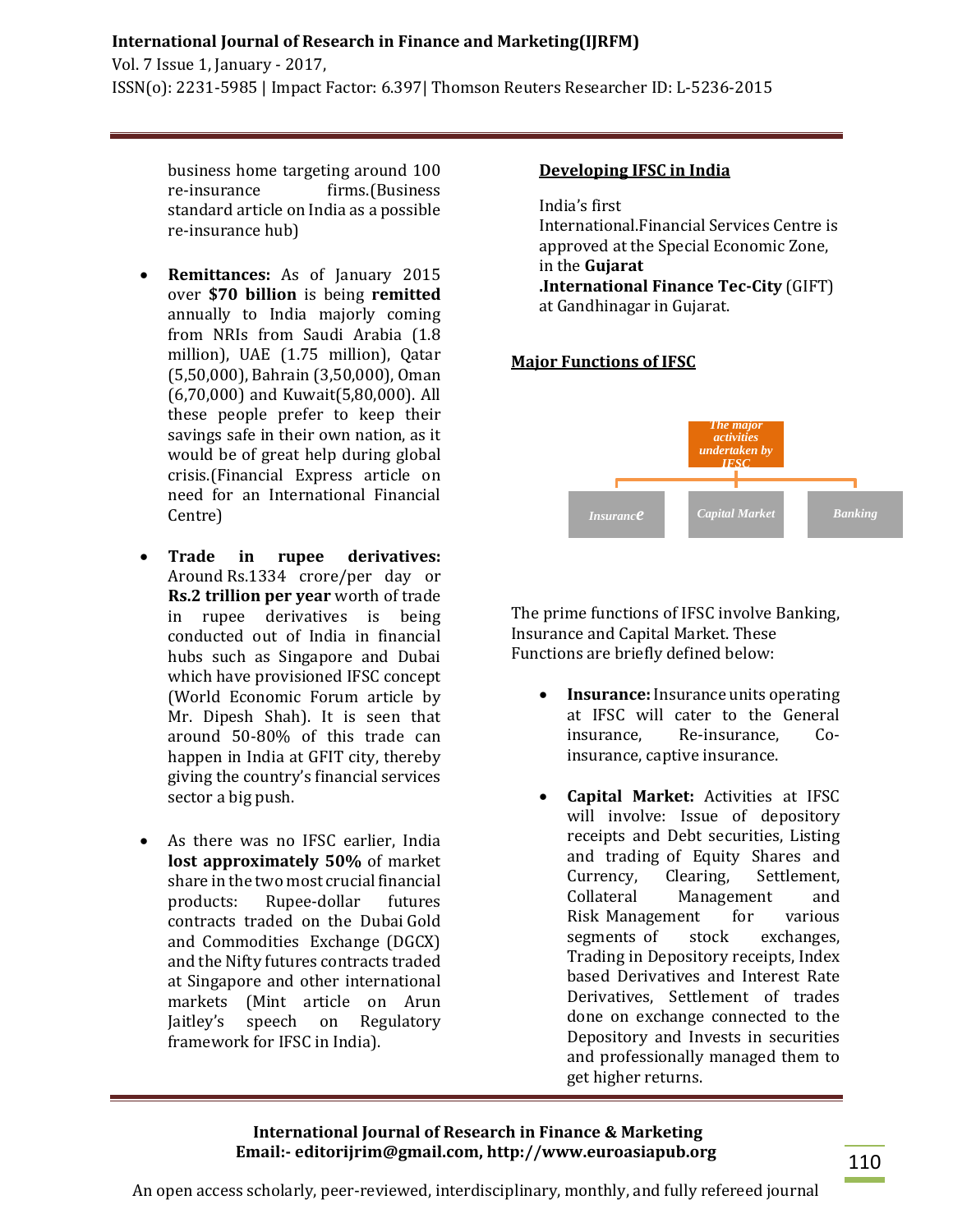business home targeting around 100 re-insurance firms.(Business standard article on India as a possible re-insurance hub)

- **Remittances:** As of January 2015 over **$70 billion** is being **remitted** annually to India majorly coming from NRIs from Saudi Arabia (1.8 million), UAE (1.75 million), Qatar (5,50,000), Bahrain (3,50,000), Oman (6,70,000) and Kuwait(5,80,000). All these people prefer to keep their savings safe in their own nation, as it would be of great help during global crisis.(Financial Express article on need for an International Financial Centre)

- **Trade in rupee derivatives:** Around Rs.1334 crore/per day or **Rs.2 trillion per year** worth of trade in rupee derivatives is being conducted out of India in financial hubs such as Singapore and Dubai which have provisioned IFSC concept (World Economic Forum article by Mr. Dipesh Shah). It is seen that around 50-80% of this trade can happen in India at GFIT city, thereby giving the country's financial services sector a big push.

- As there was no IFSC earlier, India **lost approximately 50%** of market share in the two most crucial financial products: Rupee-dollar futures contracts traded on the Dubai Gold and Commodities Exchange (DGCX) and the Nifty futures contracts traded at Singapore and other international markets (Mint article on Arun Jaitley's speech on Regulatory framework for IFSC in India).

## Developing IFSC in India

India's first International.Financial Services Centre is approved at the Special Economic Zone, in the **Gujarat .International Finance Tec-City** (GIFT) at Gandhinagar in Gujarat.

## Major Functions of IFSC

The major activities undertaken by IFSC

Insurance | Capital Market | Banking

The prime functions of IFSC involve Banking, Insurance and Capital Market. These Functions are briefly defined below:

- **Insurance:** Insurance units operating at IFSC will cater to the General insurance, Re-insurance, Co-insurance, captive insurance.

- **Capital Market:** Activities at IFSC will involve: Issue of depository receipts and Debt securities, Listing and trading of Equity Shares and Currency, Clearing, Settlement, Collateral Management and Risk Management for various segments of stock exchanges, Trading in Depository receipts, Index based Derivatives and Interest Rate Derivatives, Settlement of trades done on exchange connected to the Depository and Invests in securities and professionally managed them to get higher returns.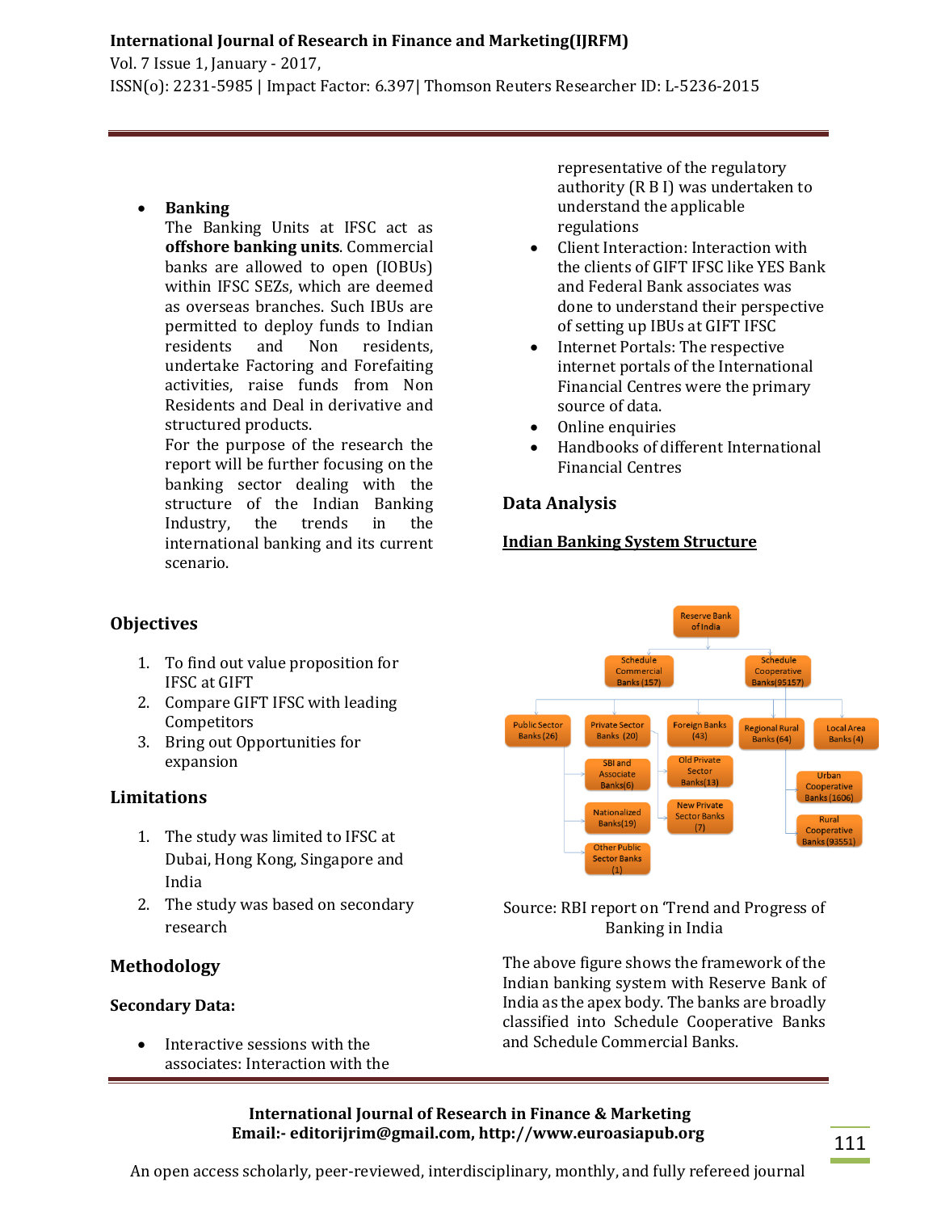- **Banking**
  The Banking Units at IFSC act as **offshore banking units**. Commercial banks are allowed to open (IOBUs) within IFSC SEZs, which are deemed as overseas branches. Such IBUs are permitted to deploy funds to Indian residents and Non residents, undertake Factoring and Forefaiting activities, raise funds from Non Residents and Deal in derivative and structured products.
  For the purpose of the research the report will be further focusing on the banking sector dealing with the structure of the Indian Banking Industry, the trends in the international banking and its current scenario.

## Objectives

1. To find out value proposition for IFSC at GIFT
2. Compare GIFT IFSC with leading Competitors
3. Bring out Opportunities for expansion

## Limitations

1. The study was limited to IFSC at Dubai, Hong Kong, Singapore and India
2. The study was based on secondary research

## Methodology

### Secondary Data:

- Interactive sessions with the associates: Interaction with the representative of the regulatory authority (R B I) was undertaken to understand the applicable regulations
- Client Interaction: Interaction with the clients of GIFT IFSC like YES Bank and Federal Bank associates was done to understand their perspective of setting up IBUs at GIFT IFSC
- Internet Portals: The respective internet portals of the International Financial Centres were the primary source of data.
- Online enquiries
- Handbooks of different International Financial Centres

## Data Analysis

### Indian Banking System Structure

- Reserve Bank of India
  - Schedule Commercial Banks (157)
    - Public Sector Banks (26)
      - SBI and Associate Banks(6)
      - Nationalized Banks(19)
      - Other Public Sector Banks (1)
    - Private Sector Banks (20)
      - Old Private Sector Banks(13)
      - New Private Sector Banks (7)
    - Foreign Banks (43)
    - Regional Rural Banks (64)
    - Local Area Banks (4)
  - Schedule Cooperative Banks(95157)
    - Urban Cooperative Banks (1606)
    - Rural Cooperative Banks (93551)

Source: RBI report on 'Trend and Progress of Banking in India

The above figure shows the framework of the Indian banking system with Reserve Bank of India as the apex body. The banks are broadly classified into Schedule Cooperative Banks and Schedule Commercial Banks.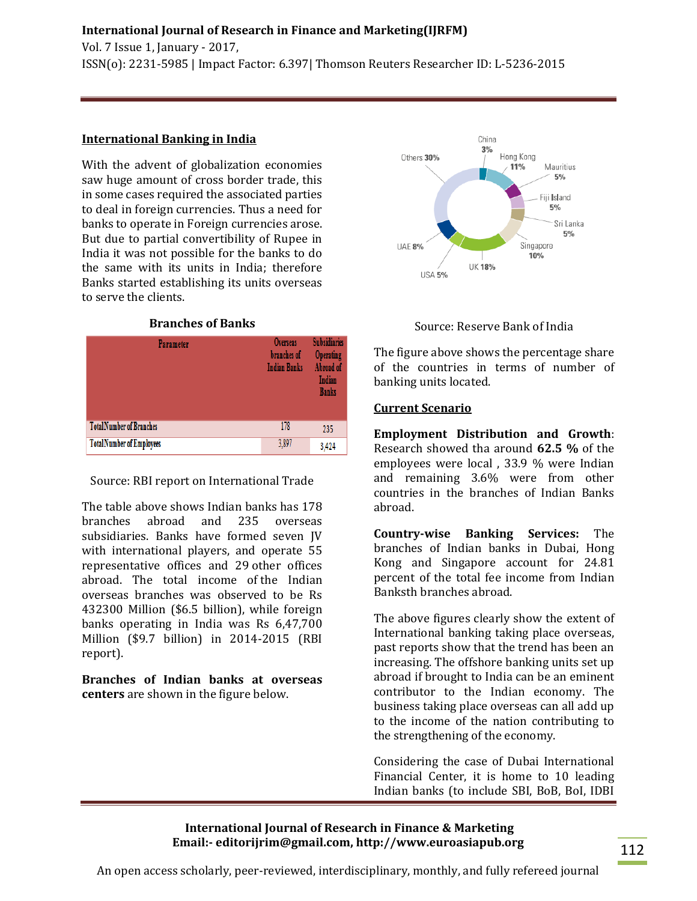## International Banking in India

With the advent of globalization economies saw huge amount of cross border trade, this in some cases required the associated parties to deal in foreign currencies. Thus a need for banks to operate in Foreign currencies arose. But due to partial convertibility of Rupee in India it was not possible for the banks to do the same with its units in India; therefore Banks started establishing its units overseas to serve the clients.

**Branches of Banks**

| Parameter | Overseas branches of Indian Banks | Subsidiaries Operating Abroad of Indian Banks |
| --- | --- | --- |
| TotalNumber of Branches | 178 | 235 |
| TotalNumber of Employees | 3,897 | 3,424 |

Source: RBI report on International Trade

The table above shows Indian banks has 178 branches abroad and 235 overseas subsidiaries. Banks have formed seven JV with international players, and operate 55 representative offices and 29 other offices abroad. The total income of the Indian overseas branches was observed to be Rs 432300 Million ($6.5 billion), while foreign banks operating in India was Rs 6,47,700 Million ($9.7 billion) in 2014-2015 (RBI report).

**Branches of Indian banks at overseas centers** are shown in the figure below.

China 3%, Hong Kong 11%, Mauritius 5%, Fiji Island 5%, Sri Lanka 5%, Singapore 10%, UK 18%, USA 5%, UAE 8%, Others 30%

Source: Reserve Bank of India

The figure above shows the percentage share of the countries in terms of number of banking units located.

## Current Scenario

**Employment Distribution and Growth**: Research showed tha around **62.5 %** of the employees were local , 33.9 % were Indian and remaining 3.6% were from other countries in the branches of Indian Banks abroad.

**Country-wise Banking Services:** The branches of Indian banks in Dubai, Hong Kong and Singapore account for 24.81 percent of the total fee income from Indian Banksth branches abroad.

The above figures clearly show the extent of International banking taking place overseas, past reports show that the trend has been an increasing. The offshore banking units set up abroad if brought to India can be an eminent contributor to the Indian economy. The business taking place overseas can all add up to the income of the nation contributing to the strengthening of the economy.

Considering the case of Dubai International Financial Center, it is home to 10 leading Indian banks (to include SBI, BoB, BoI, IDBI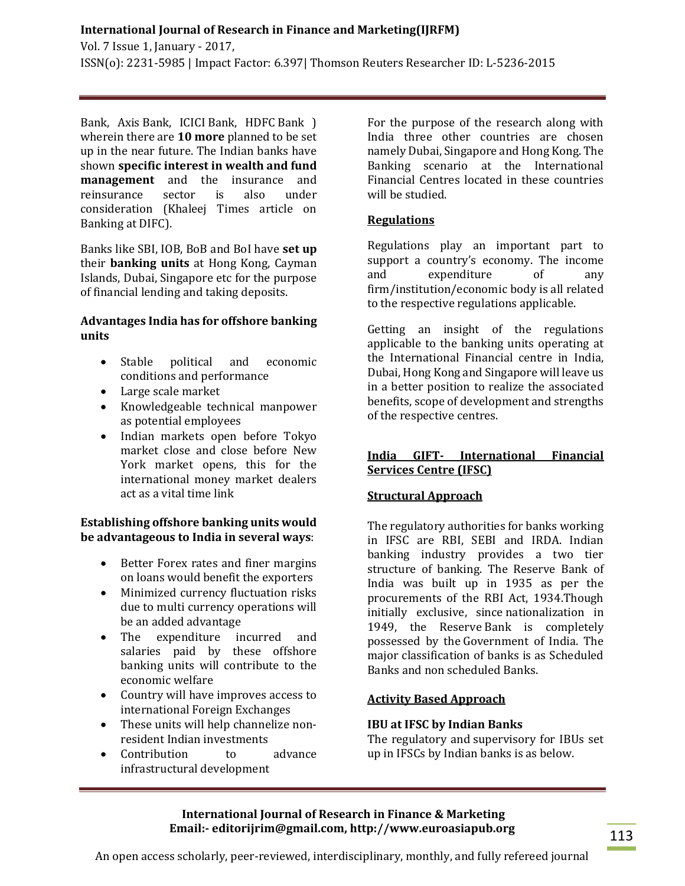Bank, Axis Bank, ICICI Bank, HDFC Bank ) wherein there are **10 more** planned to be set up in the near future. The Indian banks have shown **specific interest in wealth and fund management** and the insurance and reinsurance sector is also under consideration (Khaleej Times article on Banking at DIFC).

Banks like SBI, IOB, BoB and BoI have **set up** their **banking units** at Hong Kong, Cayman Islands, Dubai, Singapore etc for the purpose of financial lending and taking deposits.

**Advantages India has for offshore banking units**

- Stable political and economic conditions and performance
- Large scale market
- Knowledgeable technical manpower as potential employees
- Indian markets open before Tokyo market close and close before New York market opens, this for the international money market dealers act as a vital time link

**Establishing offshore banking units would be advantageous to India in several ways**:

- Better Forex rates and finer margins on loans would benefit the exporters
- Minimized currency fluctuation risks due to multi currency operations will be an added advantage
- The expenditure incurred and salaries paid by these offshore banking units will contribute to the economic welfare
- Country will have improves access to international Foreign Exchanges
- These units will help channelize non-resident Indian investments
- Contribution to advance infrastructural development

For the purpose of the research along with India three other countries are chosen namely Dubai, Singapore and Hong Kong. The Banking scenario at the International Financial Centres located in these countries will be studied.

## Regulations

Regulations play an important part to support a country's economy. The income and expenditure of any firm/institution/economic body is all related to the respective regulations applicable.

Getting an insight of the regulations applicable to the banking units operating at the International Financial centre in India, Dubai, Hong Kong and Singapore will leave us in a better position to realize the associated benefits, scope of development and strengths of the respective centres.

## India GIFT- International Financial Services Centre (IFSC)

### Structural Approach

The regulatory authorities for banks working in IFSC are RBI, SEBI and IRDA. Indian banking industry provides a two tier structure of banking. The Reserve Bank of India was built up in 1935 as per the procurements of the RBI Act, 1934.Though initially exclusive, since nationalization in 1949, the Reserve Bank is completely possessed by the Government of India. The major classification of banks is as Scheduled Banks and non scheduled Banks.

### Activity Based Approach

**IBU at IFSC by Indian Banks**

The regulatory and supervisory for IBUs set up in IFSCs by Indian banks is as below.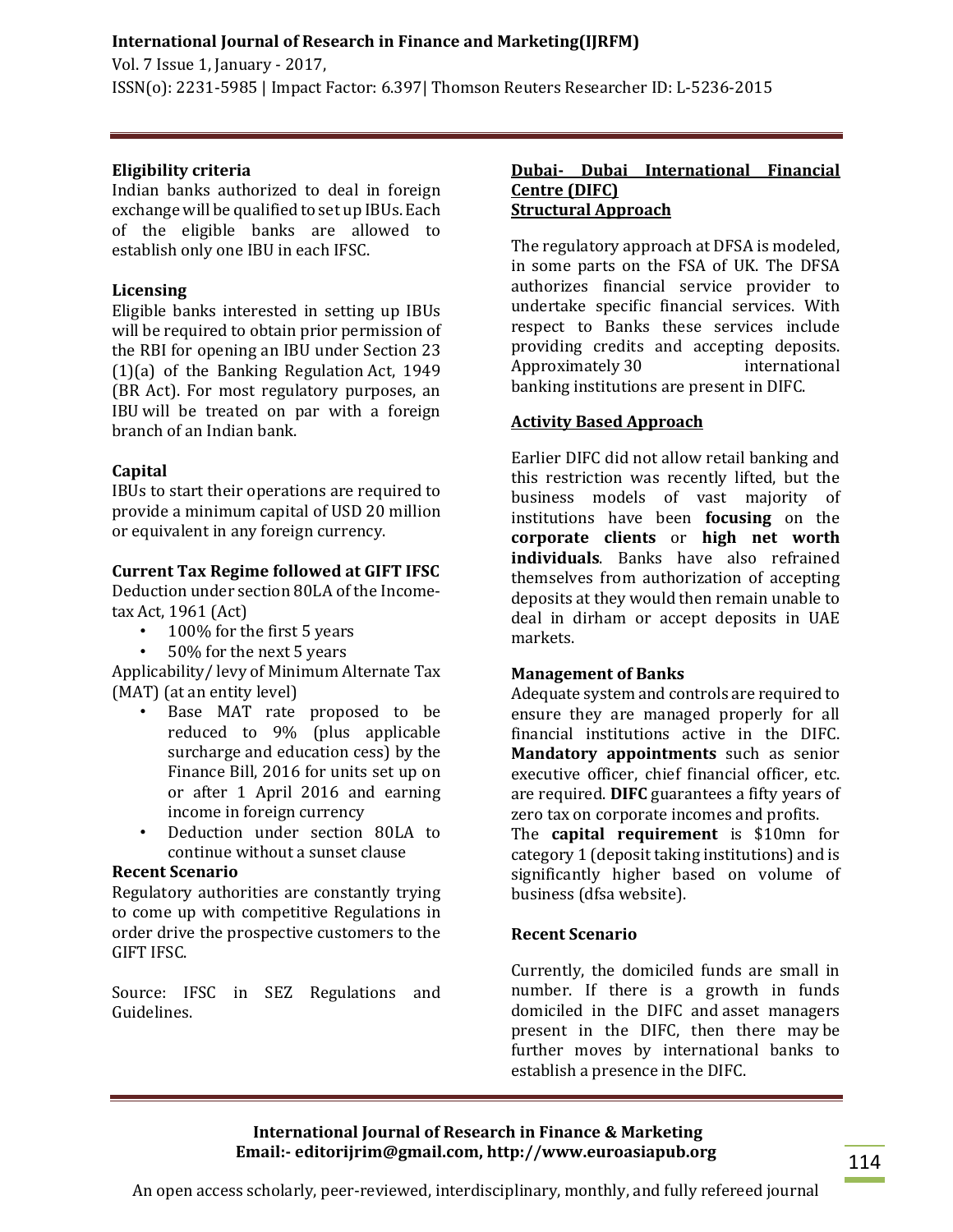### Eligibility criteria

Indian banks authorized to deal in foreign exchange will be qualified to set up IBUs. Each of the eligible banks are allowed to establish only one IBU in each IFSC.

### Licensing

Eligible banks interested in setting up IBUs will be required to obtain prior permission of the RBI for opening an IBU under Section 23 (1)(a) of the Banking Regulation Act, 1949 (BR Act). For most regulatory purposes, an IBU will be treated on par with a foreign branch of an Indian bank.

### Capital

IBUs to start their operations are required to provide a minimum capital of USD 20 million or equivalent in any foreign currency.

### Current Tax Regime followed at GIFT IFSC

Deduction under section 80LA of the Income-tax Act, 1961 (Act)

- 100% for the first 5 years
- 50% for the next 5 years

Applicability/ levy of Minimum Alternate Tax (MAT) (at an entity level)

- Base MAT rate proposed to be reduced to 9% (plus applicable surcharge and education cess) by the Finance Bill, 2016 for units set up on or after 1 April 2016 and earning income in foreign currency
- Deduction under section 80LA to continue without a sunset clause

### Recent Scenario

Regulatory authorities are constantly trying to come up with competitive Regulations in order drive the prospective customers to the GIFT IFSC.

Source: IFSC in SEZ Regulations and Guidelines.

## Dubai- Dubai International Financial Centre (DIFC)

### Structural Approach

The regulatory approach at DFSA is modeled, in some parts on the FSA of UK. The DFSA authorizes financial service provider to undertake specific financial services. With respect to Banks these services include providing credits and accepting deposits. Approximately 30 international banking institutions are present in DIFC.

### Activity Based Approach

Earlier DIFC did not allow retail banking and this restriction was recently lifted, but the business models of vast majority of institutions have been **focusing** on the **corporate clients** or **high net worth individuals**. Banks have also refrained themselves from authorization of accepting deposits at they would then remain unable to deal in dirham or accept deposits in UAE markets.

### Management of Banks

Adequate system and controls are required to ensure they are managed properly for all financial institutions active in the DIFC. **Mandatory appointments** such as senior executive officer, chief financial officer, etc. are required. **DIFC** guarantees a fifty years of zero tax on corporate incomes and profits.

The **capital requirement** is $10mn for category 1 (deposit taking institutions) and is significantly higher based on volume of business (dfsa website).

### Recent Scenario

Currently, the domiciled funds are small in number. If there is a growth in funds domiciled in the DIFC and asset managers present in the DIFC, then there may be further moves by international banks to establish a presence in the DIFC.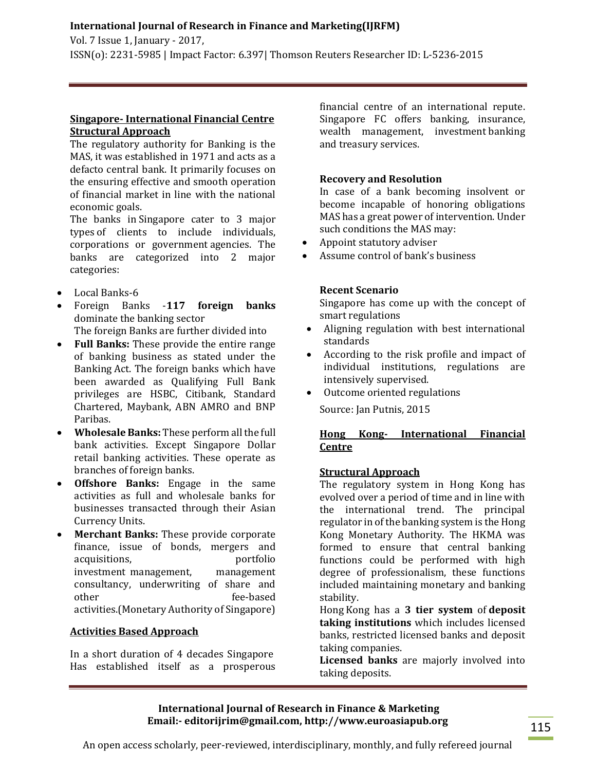## Singapore- International Financial Centre

### Structural Approach

The regulatory authority for Banking is the MAS, it was established in 1971 and acts as a defacto central bank. It primarily focuses on the ensuring effective and smooth operation of financial market in line with the national economic goals.

The banks in Singapore cater to 3 major types of clients to include individuals, corporations or government agencies. The banks are categorized into 2 major categories:

- Local Banks-6
- Foreign Banks -**117 foreign banks** dominate the banking sector

  The foreign Banks are further divided into
- **Full Banks:** These provide the entire range of banking business as stated under the Banking Act. The foreign banks which have been awarded as Qualifying Full Bank privileges are HSBC, Citibank, Standard Chartered, Maybank, ABN AMRO and BNP Paribas.
- **Wholesale Banks:** These perform all the full bank activities. Except Singapore Dollar retail banking activities. These operate as branches of foreign banks.
- **Offshore Banks:** Engage in the same activities as full and wholesale banks for businesses transacted through their Asian Currency Units.
- **Merchant Banks:** These provide corporate finance, issue of bonds, mergers and acquisitions, portfolio investment management, management consultancy, underwriting of share and other fee-based activities.(Monetary Authority of Singapore)

### Activities Based Approach

In a short duration of 4 decades Singapore Has established itself as a prosperous financial centre of an international repute. Singapore FC offers banking, insurance, wealth management, investment banking and treasury services.

### Recovery and Resolution

In case of a bank becoming insolvent or become incapable of honoring obligations MAS has a great power of intervention. Under such conditions the MAS may:

- Appoint statutory adviser
- Assume control of bank's business

### Recent Scenario

Singapore has come up with the concept of smart regulations

- Aligning regulation with best international standards
- According to the risk profile and impact of individual institutions, regulations are intensively supervised.
- Outcome oriented regulations

Source: Jan Putnis, 2015

## Hong Kong- International Financial Centre

### Structural Approach

The regulatory system in Hong Kong has evolved over a period of time and in line with the international trend. The principal regulator in of the banking system is the Hong Kong Monetary Authority. The HKMA was formed to ensure that central banking functions could be performed with high degree of professionalism, these functions included maintaining monetary and banking stability.

Hong Kong has a **3 tier system** of **deposit taking institutions** which includes licensed banks, restricted licensed banks and deposit taking companies.

**Licensed banks** are majorly involved into taking deposits.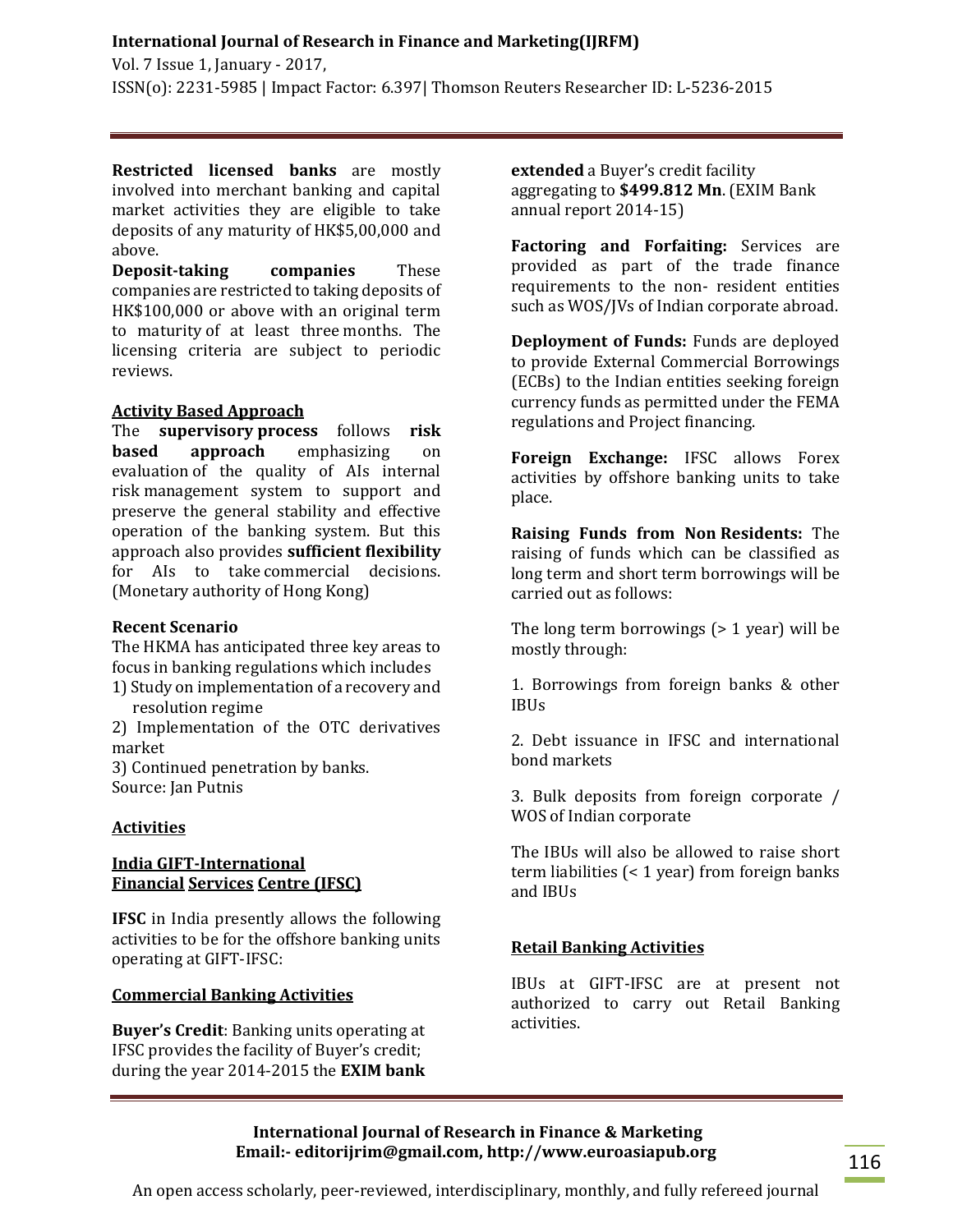**Restricted licensed banks** are mostly involved into merchant banking and capital market activities they are eligible to take deposits of any maturity of HK$5,00,000 and above.

**Deposit-taking companies** These companies are restricted to taking deposits of HK$100,000 or above with an original term to maturity of at least three months. The licensing criteria are subject to periodic reviews.

**Activity Based Approach**

The **supervisory process** follows **risk based approach** emphasizing on evaluation of the quality of AIs internal risk management system to support and preserve the general stability and effective operation of the banking system. But this approach also provides **sufficient flexibility** for AIs to take commercial decisions. (Monetary authority of Hong Kong)

**Recent Scenario**

The HKMA has anticipated three key areas to focus in banking regulations which includes

1) Study on implementation of a recovery and resolution regime
2) Implementation of the OTC derivatives market
3) Continued penetration by banks.

Source: Jan Putnis

## Activities

### India GIFT-International Financial Services Centre (IFSC)

**IFSC** in India presently allows the following activities to be for the offshore banking units operating at GIFT-IFSC:

#### Commercial Banking Activities

**Buyer's Credit**: Banking units operating at IFSC provides the facility of Buyer's credit; during the year 2014-2015 the **EXIM bank extended** a Buyer's credit facility aggregating to **$499.812 Mn**. (EXIM Bank annual report 2014-15)

**Factoring and Forfaiting:** Services are provided as part of the trade finance requirements to the non- resident entities such as WOS/JVs of Indian corporate abroad.

**Deployment of Funds:** Funds are deployed to provide External Commercial Borrowings (ECBs) to the Indian entities seeking foreign currency funds as permitted under the FEMA regulations and Project financing.

**Foreign Exchange:** IFSC allows Forex activities by offshore banking units to take place.

**Raising Funds from Non Residents:** The raising of funds which can be classified as long term and short term borrowings will be carried out as follows:

The long term borrowings (> 1 year) will be mostly through:

1. Borrowings from foreign banks & other IBUs
2. Debt issuance in IFSC and international bond markets
3. Bulk deposits from foreign corporate / WOS of Indian corporate

The IBUs will also be allowed to raise short term liabilities (< 1 year) from foreign banks and IBUs

#### Retail Banking Activities

IBUs at GIFT-IFSC are at present not authorized to carry out Retail Banking activities.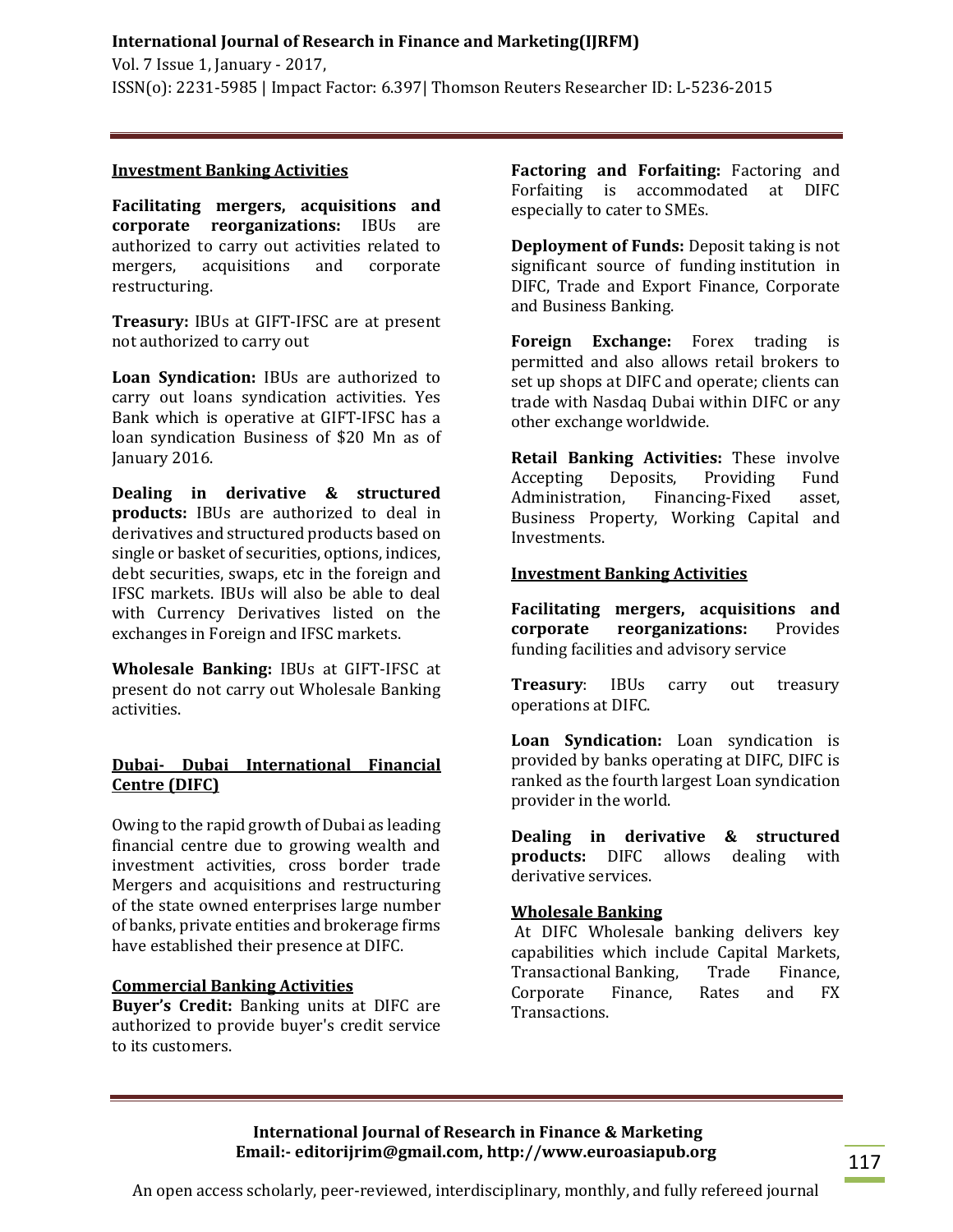### Investment Banking Activities

**Facilitating mergers, acquisitions and corporate reorganizations:** IBUs are authorized to carry out activities related to mergers, acquisitions and corporate restructuring.

**Treasury:** IBUs at GIFT-IFSC are at present not authorized to carry out

**Loan Syndication:** IBUs are authorized to carry out loans syndication activities. Yes Bank which is operative at GIFT-IFSC has a loan syndication Business of $20 Mn as of January 2016.

**Dealing in derivative & structured products:** IBUs are authorized to deal in derivatives and structured products based on single or basket of securities, options, indices, debt securities, swaps, etc in the foreign and IFSC markets. IBUs will also be able to deal with Currency Derivatives listed on the exchanges in Foreign and IFSC markets.

**Wholesale Banking:** IBUs at GIFT-IFSC at present do not carry out Wholesale Banking activities.

### Dubai- Dubai International Financial Centre (DIFC)

Owing to the rapid growth of Dubai as leading financial centre due to growing wealth and investment activities, cross border trade Mergers and acquisitions and restructuring of the state owned enterprises large number of banks, private entities and brokerage firms have established their presence at DIFC.

### Commercial Banking Activities

**Buyer's Credit:** Banking units at DIFC are authorized to provide buyer's credit service to its customers.

**Factoring and Forfaiting:** Factoring and Forfaiting is accommodated at DIFC especially to cater to SMEs.

**Deployment of Funds:** Deposit taking is not significant source of funding institution in DIFC, Trade and Export Finance, Corporate and Business Banking.

**Foreign Exchange:** Forex trading is permitted and also allows retail brokers to set up shops at DIFC and operate; clients can trade with Nasdaq Dubai within DIFC or any other exchange worldwide.

**Retail Banking Activities:** These involve Accepting Deposits, Providing Fund Administration, Financing-Fixed asset, Business Property, Working Capital and Investments.

### Investment Banking Activities

**Facilitating mergers, acquisitions and corporate reorganizations:** Provides funding facilities and advisory service

**Treasury**: IBUs carry out treasury operations at DIFC.

**Loan Syndication:** Loan syndication is provided by banks operating at DIFC, DIFC is ranked as the fourth largest Loan syndication provider in the world.

**Dealing in derivative & structured products:** DIFC allows dealing with derivative services.

### Wholesale Banking

At DIFC Wholesale banking delivers key capabilities which include Capital Markets, Transactional Banking, Trade Finance, Corporate Finance, Rates and FX Transactions.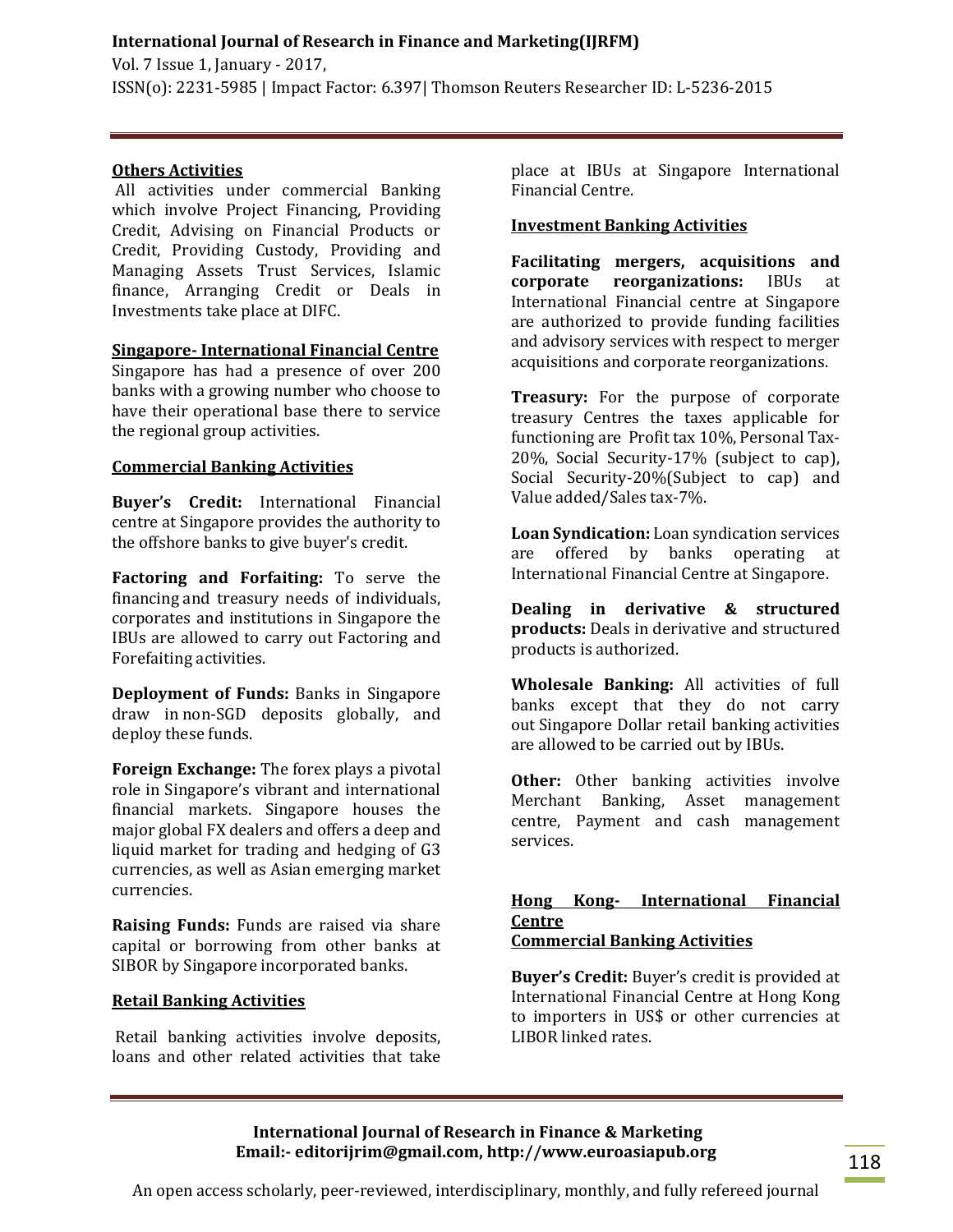**Others Activities**

All activities under commercial Banking which involve Project Financing, Providing Credit, Advising on Financial Products or Credit, Providing Custody, Providing and Managing Assets Trust Services, Islamic finance, Arranging Credit or Deals in Investments take place at DIFC.

**Singapore- International Financial Centre**

Singapore has had a presence of over 200 banks with a growing number who choose to have their operational base there to service the regional group activities.

**Commercial Banking Activities**

**Buyer's Credit:** International Financial centre at Singapore provides the authority to the offshore banks to give buyer's credit.

**Factoring and Forfaiting:** To serve the financing and treasury needs of individuals, corporates and institutions in Singapore the IBUs are allowed to carry out Factoring and Forefaiting activities.

**Deployment of Funds:** Banks in Singapore draw in non-SGD deposits globally, and deploy these funds.

**Foreign Exchange:** The forex plays a pivotal role in Singapore's vibrant and international financial markets. Singapore houses the major global FX dealers and offers a deep and liquid market for trading and hedging of G3 currencies, as well as Asian emerging market currencies.

**Raising Funds:** Funds are raised via share capital or borrowing from other banks at SIBOR by Singapore incorporated banks.

**Retail Banking Activities**

Retail banking activities involve deposits, loans and other related activities that take place at IBUs at Singapore International Financial Centre.

**Investment Banking Activities**

**Facilitating mergers, acquisitions and corporate reorganizations:** IBUs at International Financial centre at Singapore are authorized to provide funding facilities and advisory services with respect to merger acquisitions and corporate reorganizations.

**Treasury:** For the purpose of corporate treasury Centres the taxes applicable for functioning are Profit tax 10%, Personal Tax-20%, Social Security-17% (subject to cap), Social Security-20%(Subject to cap) and Value added/Sales tax-7%.

**Loan Syndication:** Loan syndication services are offered by banks operating at International Financial Centre at Singapore.

**Dealing in derivative & structured products:** Deals in derivative and structured products is authorized.

**Wholesale Banking:** All activities of full banks except that they do not carry out Singapore Dollar retail banking activities are allowed to be carried out by IBUs.

**Other:** Other banking activities involve Merchant Banking, Asset management centre, Payment and cash management services.

**Hong Kong- International Financial Centre**

**Commercial Banking Activities**

**Buyer's Credit:** Buyer's credit is provided at International Financial Centre at Hong Kong to importers in US$ or other currencies at LIBOR linked rates.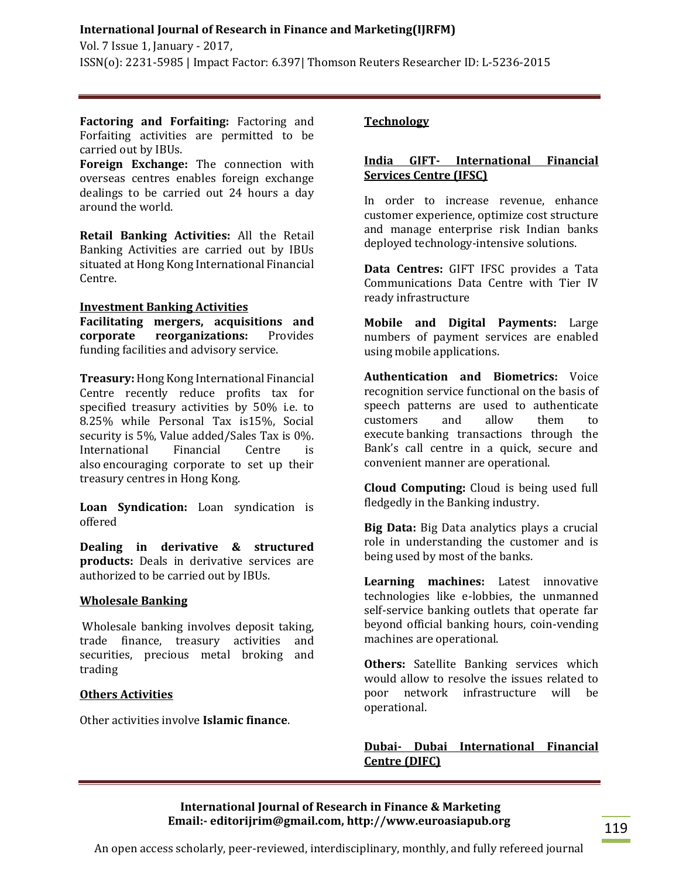**Factoring and Forfaiting:** Factoring and Forfaiting activities are permitted to be carried out by IBUs.

**Foreign Exchange:** The connection with overseas centres enables foreign exchange dealings to be carried out 24 hours a day around the world.

**Retail Banking Activities:** All the Retail Banking Activities are carried out by IBUs situated at Hong Kong International Financial Centre.

**Investment Banking Activities**

**Facilitating mergers, acquisitions and corporate reorganizations:** Provides funding facilities and advisory service.

**Treasury:** Hong Kong International Financial Centre recently reduce profits tax for specified treasury activities by 50% i.e. to 8.25% while Personal Tax is15%, Social security is 5%, Value added/Sales Tax is 0%. International Financial Centre is also encouraging corporate to set up their treasury centres in Hong Kong.

**Loan Syndication:** Loan syndication is offered

**Dealing in derivative & structured products:** Deals in derivative services are authorized to be carried out by IBUs.

**Wholesale Banking**

Wholesale banking involves deposit taking, trade finance, treasury activities and securities, precious metal broking and trading

**Others Activities**

Other activities involve **Islamic finance**.

**Technology**

**India GIFT- International Financial Services Centre (IFSC)**

In order to increase revenue, enhance customer experience, optimize cost structure and manage enterprise risk Indian banks deployed technology-intensive solutions.

**Data Centres:** GIFT IFSC provides a Tata Communications Data Centre with Tier IV ready infrastructure

**Mobile and Digital Payments:** Large numbers of payment services are enabled using mobile applications.

**Authentication and Biometrics:** Voice recognition service functional on the basis of speech patterns are used to authenticate customers and allow them to execute banking transactions through the Bank's call centre in a quick, secure and convenient manner are operational.

**Cloud Computing:** Cloud is being used full fledgedly in the Banking industry.

**Big Data:** Big Data analytics plays a crucial role in understanding the customer and is being used by most of the banks.

**Learning machines:** Latest innovative technologies like e-lobbies, the unmanned self-service banking outlets that operate far beyond official banking hours, coin-vending machines are operational.

**Others:** Satellite Banking services which would allow to resolve the issues related to poor network infrastructure will be operational.

**Dubai- Dubai International Financial Centre (DIFC)**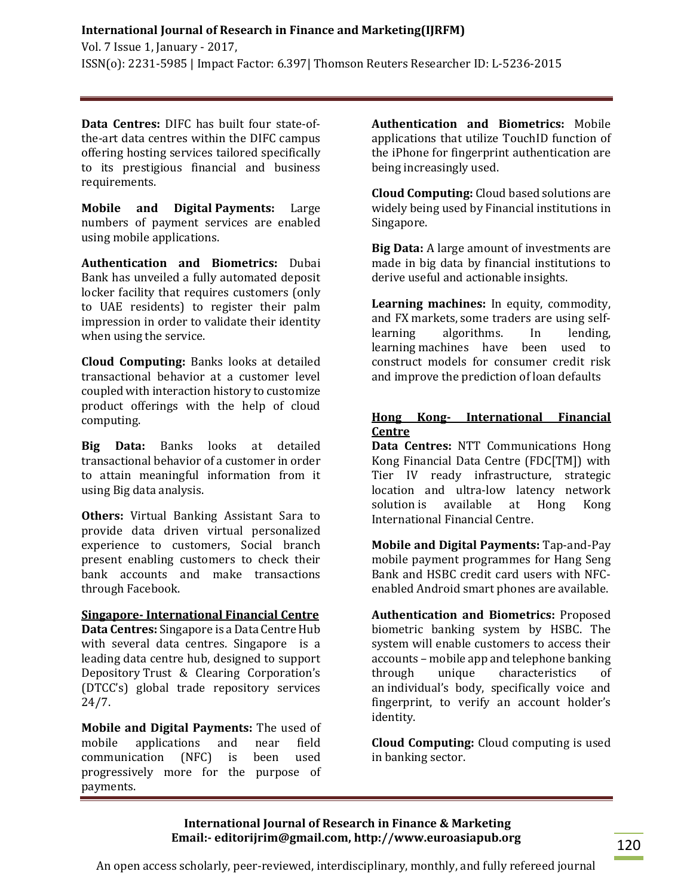**Data Centres:** DIFC has built four state-of-the-art data centres within the DIFC campus offering hosting services tailored specifically to its prestigious financial and business requirements.

**Mobile and Digital Payments:** Large numbers of payment services are enabled using mobile applications.

**Authentication and Biometrics:** Dubai Bank has unveiled a fully automated deposit locker facility that requires customers (only to UAE residents) to register their palm impression in order to validate their identity when using the service.

**Cloud Computing:** Banks looks at detailed transactional behavior at a customer level coupled with interaction history to customize product offerings with the help of cloud computing.

**Big Data:** Banks looks at detailed transactional behavior of a customer in order to attain meaningful information from it using Big data analysis.

**Others:** Virtual Banking Assistant Sara to provide data driven virtual personalized experience to customers, Social branch present enabling customers to check their bank accounts and make transactions through Facebook.

**Singapore- International Financial Centre**

**Data Centres:** Singapore is a Data Centre Hub with several data centres. Singapore is a leading data centre hub, designed to support Depository Trust & Clearing Corporation's (DTCC's) global trade repository services 24/7.

**Mobile and Digital Payments:** The used of mobile applications and near field communication (NFC) is been used progressively more for the purpose of payments.

**Authentication and Biometrics:** Mobile applications that utilize TouchID function of the iPhone for fingerprint authentication are being increasingly used.

**Cloud Computing:** Cloud based solutions are widely being used by Financial institutions in Singapore.

**Big Data:** A large amount of investments are made in big data by financial institutions to derive useful and actionable insights.

**Learning machines:** In equity, commodity, and FX markets, some traders are using self-learning algorithms. In lending, learning machines have been used to construct models for consumer credit risk and improve the prediction of loan defaults

**Hong Kong- International Financial Centre**

**Data Centres:** NTT Communications Hong Kong Financial Data Centre (FDC[TM]) with Tier IV ready infrastructure, strategic location and ultra-low latency network solution is available at Hong Kong International Financial Centre.

**Mobile and Digital Payments:** Tap-and-Pay mobile payment programmes for Hang Seng Bank and HSBC credit card users with NFC-enabled Android smart phones are available.

**Authentication and Biometrics:** Proposed biometric banking system by HSBC. The system will enable customers to access their accounts – mobile app and telephone banking through unique characteristics of an individual's body, specifically voice and fingerprint, to verify an account holder's identity.

**Cloud Computing:** Cloud computing is used in banking sector.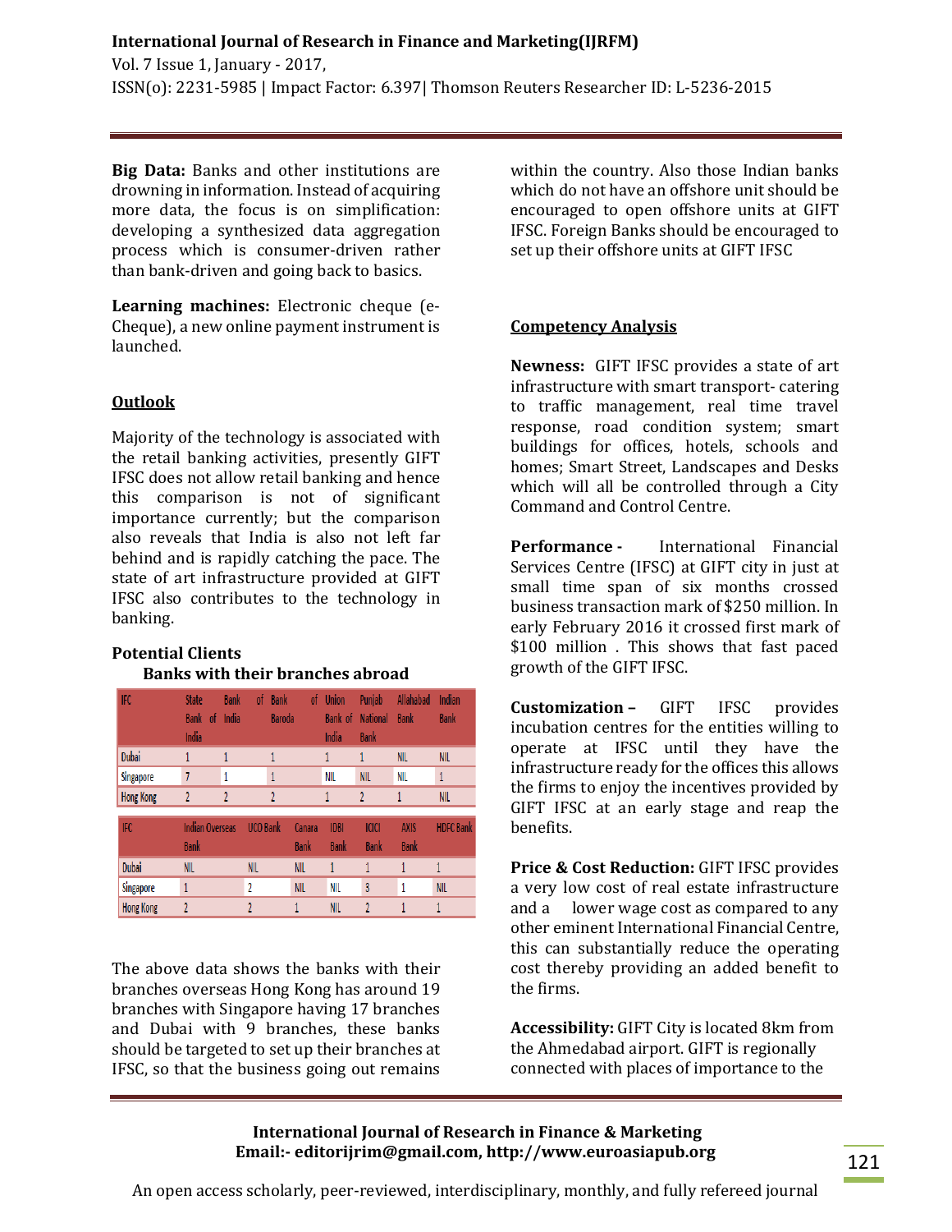**Big Data:** Banks and other institutions are drowning in information. Instead of acquiring more data, the focus is on simplification: developing a synthesized data aggregation process which is consumer-driven rather than bank-driven and going back to basics.

**Learning machines:** Electronic cheque (e-Cheque), a new online payment instrument is launched.

## Outlook

Majority of the technology is associated with the retail banking activities, presently GIFT IFSC does not allow retail banking and hence this comparison is not of significant importance currently; but the comparison also reveals that India is also not left far behind and is rapidly catching the pace. The state of art infrastructure provided at GIFT IFSC also contributes to the technology in banking.

**Potential Clients**

**Banks with their branches abroad**

| IFC | State Bank of India | Bank of India | Bank of Baroda | Union Bank of India | Punjab National Bank | Allahabad Bank | Indian Bank |
|---|---|---|---|---|---|---|---|
| Dubai | 1 | 1 | 1 | 1 | 1 | NIL | NIL |
| Singapore | 7 | 1 | 1 | NIL | NIL | NIL | 1 |
| Hong Kong | 2 | 2 | 2 | 1 | 2 | 1 | NIL |

| IFC | Indian Overseas Bank | UCO Bank | Canara Bank | IDBI Bank | ICICI Bank | AXIS Bank | HDFC Bank |
|---|---|---|---|---|---|---|---|
| Dubai | NIL | NIL | NIL | 1 | 1 | 1 | 1 |
| Singapore | 1 | 2 | NIL | NIL | 3 | 1 | NIL |
| Hong Kong | 2 | 2 | 1 | NIL | 2 | 1 | 1 |

The above data shows the banks with their branches overseas Hong Kong has around 19 branches with Singapore having 17 branches and Dubai with 9 branches, these banks should be targeted to set up their branches at IFSC, so that the business going out remains within the country. Also those Indian banks which do not have an offshore unit should be encouraged to open offshore units at GIFT IFSC. Foreign Banks should be encouraged to set up their offshore units at GIFT IFSC

## Competency Analysis

**Newness:** GIFT IFSC provides a state of art infrastructure with smart transport- catering to traffic management, real time travel response, road condition system; smart buildings for offices, hotels, schools and homes; Smart Street, Landscapes and Desks which will all be controlled through a City Command and Control Centre.

**Performance -** International Financial Services Centre (IFSC) at GIFT city in just at small time span of six months crossed business transaction mark of $250 million. In early February 2016 it crossed first mark of $100 million . This shows that fast paced growth of the GIFT IFSC.

**Customization –** GIFT IFSC provides incubation centres for the entities willing to operate at IFSC until they have the infrastructure ready for the offices this allows the firms to enjoy the incentives provided by GIFT IFSC at an early stage and reap the benefits.

**Price & Cost Reduction:** GIFT IFSC provides a very low cost of real estate infrastructure and a lower wage cost as compared to any other eminent International Financial Centre, this can substantially reduce the operating cost thereby providing an added benefit to the firms.

**Accessibility:** GIFT City is located 8km from the Ahmedabad airport. GIFT is regionally connected with places of importance to the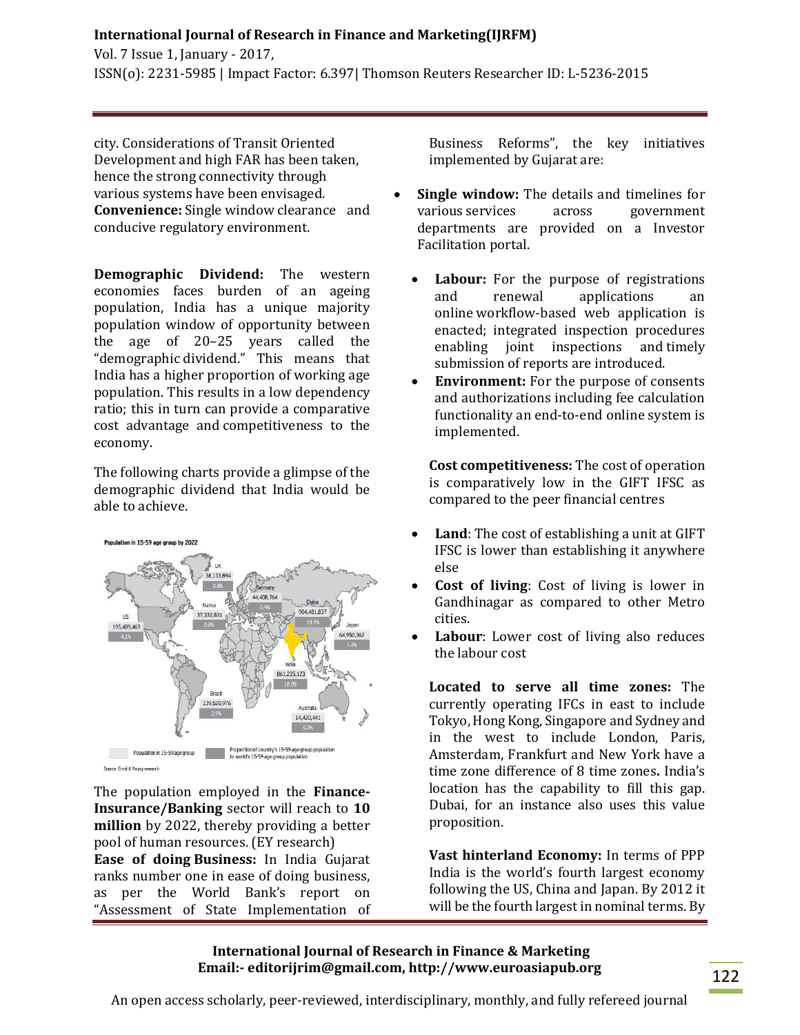city. Considerations of Transit Oriented Development and high FAR has been taken, hence the strong connectivity through various systems have been envisaged.
**Convenience:** Single window clearance and conducive regulatory environment.

**Demographic Dividend:** The western economies faces burden of an ageing population, India has a unique majority population window of opportunity between the age of 20–25 years called the "demographic dividend." This means that India has a higher proportion of working age population. This results in a low dependency ratio; this in turn can provide a comparative cost advantage and competitiveness to the economy.

The following charts provide a glimpse of the demographic dividend that India would be able to achieve.

Population in 15-59 age group by 2022

| Country | Population in 15-59 age group | Proportion of country's 15-59 age group population to world's 15-59 age group population |
|---|---|---|
| UK | 38,133,894 | 0.8% |
| Germany | 44,408,764 | 0.9% |
| France | 37,332,831 | 0.8% |
| China | 904,481,837 | 18.9% |
| US | 195,499,469 | 4.1% |
| Japan | 64,950,362 | 1.4% |
| India | 861,235,123 | 18.0% |
| Brazil | 139,520,976 | 2.9% |
| Australia | 14,420,441 | 0.3% |

Source: Ernst & Young research

The population employed in the **Finance-Insurance/Banking** sector will reach to **10 million** by 2022, thereby providing a better pool of human resources. (EY research)
**Ease of doing Business:** In India Gujarat ranks number one in ease of doing business, as per the World Bank's report on "Assessment of State Implementation of Business Reforms", the key initiatives implemented by Gujarat are:

- **Single window:** The details and timelines for various services across government departments are provided on a Investor Facilitation portal.
  - **Labour:** For the purpose of registrations and renewal applications an online workflow-based web application is enacted; integrated inspection procedures enabling joint inspections and timely submission of reports are introduced.
  - **Environment:** For the purpose of consents and authorizations including fee calculation functionality an end-to-end online system is implemented.

**Cost competitiveness:** The cost of operation is comparatively low in the GIFT IFSC as compared to the peer financial centres

- **Land**: The cost of establishing a unit at GIFT IFSC is lower than establishing it anywhere else
- **Cost of living**: Cost of living is lower in Gandhinagar as compared to other Metro cities.
- **Labour**: Lower cost of living also reduces the labour cost

**Located to serve all time zones:** The currently operating IFCs in east to include Tokyo, Hong Kong, Singapore and Sydney and in the west to include London, Paris, Amsterdam, Frankfurt and New York have a time zone difference of 8 time zones**.** India's location has the capability to fill this gap. Dubai, for an instance also uses this value proposition.

**Vast hinterland Economy:** In terms of PPP India is the world's fourth largest economy following the US, China and Japan. By 2012 it will be the fourth largest in nominal terms. By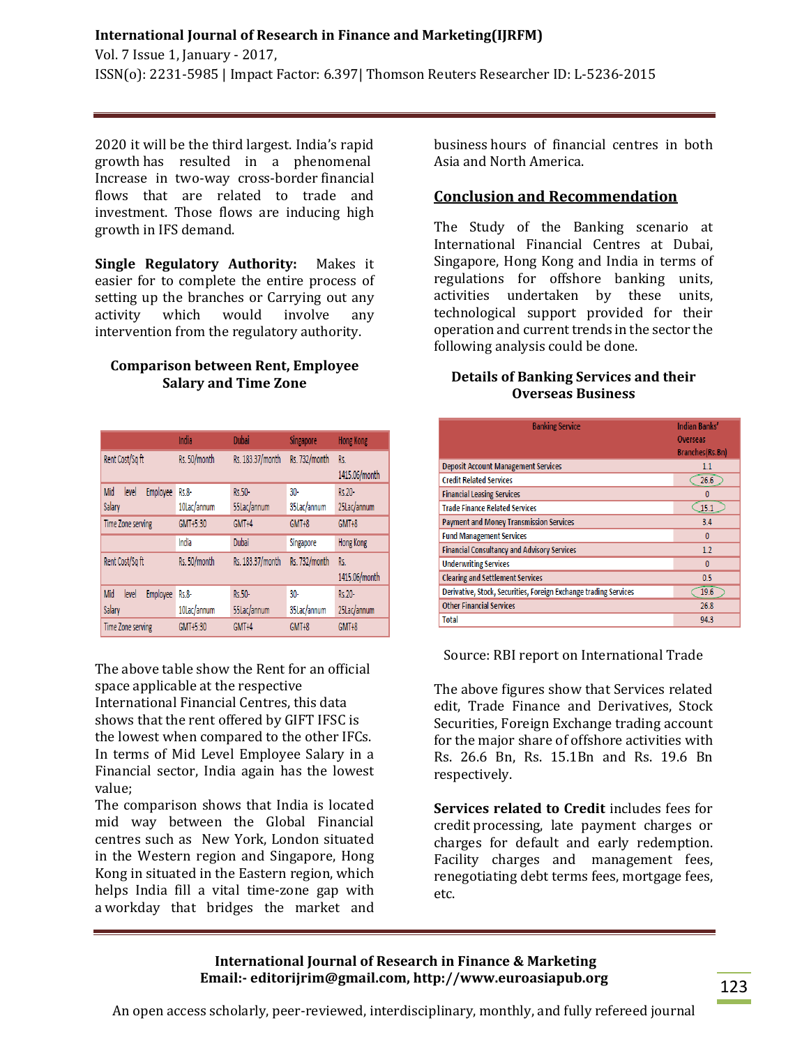2020 it will be the third largest. India's rapid growth has resulted in a phenomenal Increase in two-way cross-border financial flows that are related to trade and investment. Those flows are inducing high growth in IFS demand.

**Single Regulatory Authority:** Makes it easier for to complete the entire process of setting up the branches or Carrying out any activity which would involve any intervention from the regulatory authority.

### Comparison between Rent, Employee Salary and Time Zone

| | India | Dubai | Singapore | Hong Kong |
|---|---|---|---|---|
| Rent Cost/Sq ft | Rs. 50/month | Rs. 183.37/month | Rs. 732/month | Rs. 1415.06/month |
| Mid level Employee Salary | Rs.8-10Lac/annum | Rs.50-55Lac/annum | 30-85Lac/annum | Rs.20-25Lac/annum |
| Time Zone serving | GMT+5:30 | GMT+4 | GMT+8 | GMT+8 |
| | India | Dubai | Singapore | Hong Kong |
| Rent Cost/Sq ft | Rs. 50/month | Rs. 183.37/month | Rs. 732/month | Rs. 1415.06/month |
| Mid level Employee Salary | Rs.8-10Lac/annum | Rs.50-55Lac/annum | 30-85Lac/annum | Rs.20-25Lac/annum |
| Time Zone serving | GMT+5:30 | GMT+4 | GMT+8 | GMT+8 |

The above table show the Rent for an official space applicable at the respective International Financial Centres, this data shows that the rent offered by GIFT IFSC is the lowest when compared to the other IFCs. In terms of Mid Level Employee Salary in a Financial sector, India again has the lowest value;

The comparison shows that India is located mid way between the Global Financial centres such as New York, London situated in the Western region and Singapore, Hong Kong in situated in the Eastern region, which helps India fill a vital time-zone gap with a workday that bridges the market and business hours of financial centres in both Asia and North America.

## Conclusion and Recommendation

The Study of the Banking scenario at International Financial Centres at Dubai, Singapore, Hong Kong and India in terms of regulations for offshore banking units, activities undertaken by these units, technological support provided for their operation and current trends in the sector the following analysis could be done.

### Details of Banking Services and their Overseas Business

| Banking Service | Indian Banks' Overseas Branches(Rs.Bn) |
|---|---|
| Deposit Account Management Services | 1.1 |
| Credit Related Services | 26.6 |
| Financial Leasing Services | 0 |
| Trade Finance Related Services | 15.1 |
| Payment and Money Transmission Services | 3.4 |
| Fund Management Services | 0 |
| Financial Consultancy and Advisory Services | 1.2 |
| Underwriting Services | 0 |
| Clearing and Settlement Services | 0.5 |
| Derivative, Stock, Securities, Foreign Exchange trading Services | 19.6 |
| Other Financial Services | 26.8 |
| Total | 94.3 |

Source: RBI report on International Trade

The above figures show that Services related edit, Trade Finance and Derivatives, Stock Securities, Foreign Exchange trading account for the major share of offshore activities with Rs. 26.6 Bn, Rs. 15.1Bn and Rs. 19.6 Bn respectively.

**Services related to Credit** includes fees for credit processing, late payment charges or charges for default and early redemption. Facility charges and management fees, renegotiating debt terms fees, mortgage fees, etc.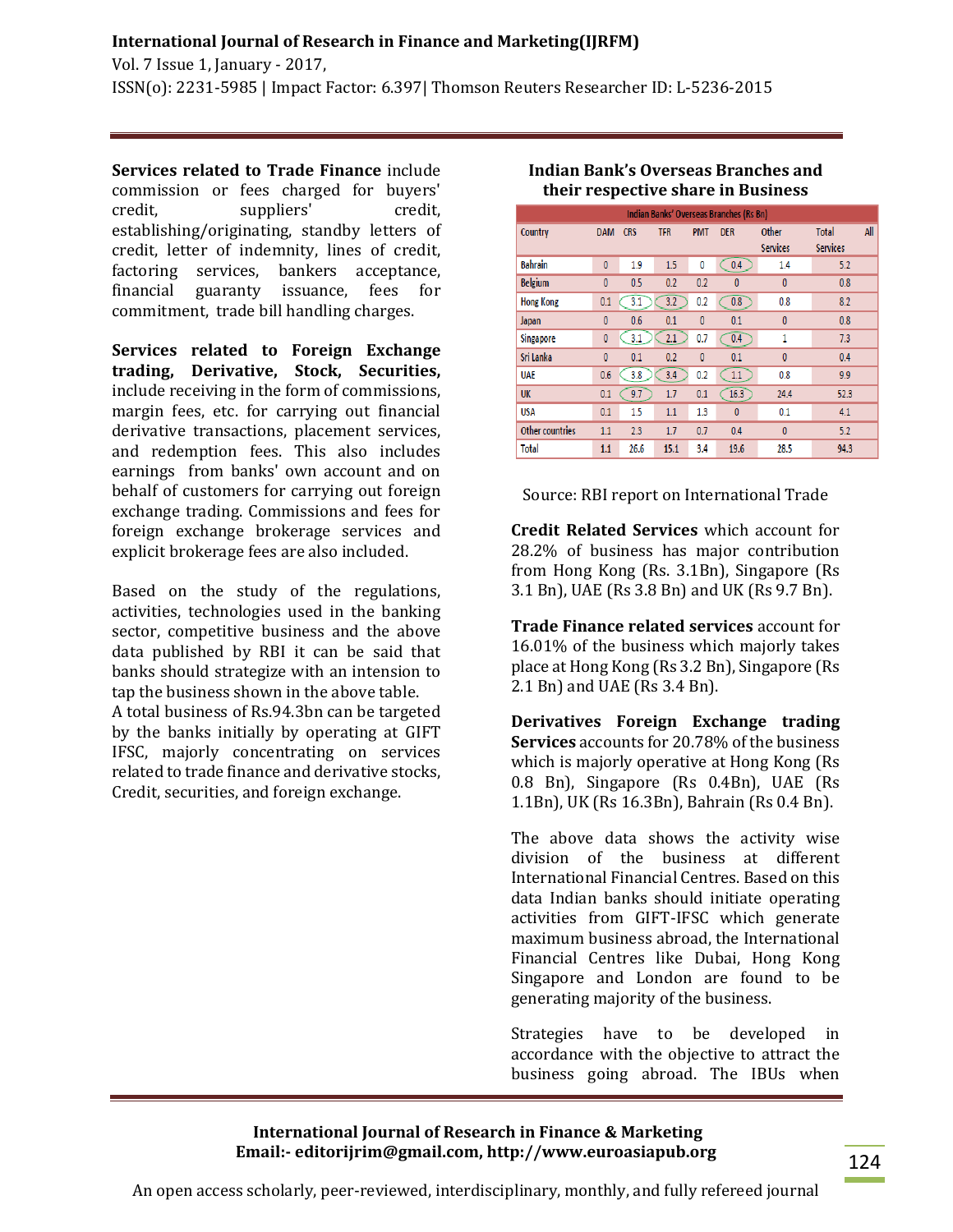**Services related to Trade Finance** include commission or fees charged for buyers' credit, suppliers' credit, establishing/originating, standby letters of credit, letter of indemnity, lines of credit, factoring services, bankers acceptance, financial guaranty issuance, fees for commitment, trade bill handling charges.

**Services related to Foreign Exchange trading, Derivative, Stock, Securities,** include receiving in the form of commissions, margin fees, etc. for carrying out financial derivative transactions, placement services, and redemption fees. This also includes earnings from banks' own account and on behalf of customers for carrying out foreign exchange trading. Commissions and fees for foreign exchange brokerage services and explicit brokerage fees are also included.

Based on the study of the regulations, activities, technologies used in the banking sector, competitive business and the above data published by RBI it can be said that banks should strategize with an intension to tap the business shown in the above table.
A total business of Rs.94.3bn can be targeted by the banks initially by operating at GIFT IFSC, majorly concentrating on services related to trade finance and derivative stocks, Credit, securities, and foreign exchange.

**Indian Bank's Overseas Branches and their respective share in Business**

| Indian Banks' Overseas Branches (Rs Bn) | | | | | | | | |
|---|---|---|---|---|---|---|---|---|
| Country | DAM | CRS | TFR | PMT | DER | Other Services | Total Services | All |
| Bahrain | 0 | 1.9 | 1.5 | 0 | 0.4 | 1.4 | 5.2 | |
| Belgium | 0 | 0.5 | 0.2 | 0.2 | 0 | 0 | 0.8 | |
| Hong Kong | 0.1 | 3.1 | 3.2 | 0.2 | 0.8 | 0.8 | 8.2 | |
| Japan | 0 | 0.6 | 0.1 | 0 | 0.1 | 0 | 0.8 | |
| Singapore | 0 | 3.1 | 2.1 | 0.7 | 0.4 | 1 | 7.3 | |
| Sri Lanka | 0 | 0.1 | 0.2 | 0 | 0.1 | 0 | 0.4 | |
| UAE | 0.6 | 3.8 | 3.4 | 0.2 | 1.1 | 0.8 | 9.9 | |
| UK | 0.1 | 9.7 | 1.7 | 0.1 | 16.3 | 24.4 | 52.3 | |
| USA | 0.1 | 1.5 | 1.1 | 1.3 | 0 | 0.1 | 4.1 | |
| Other countries | 1.1 | 2.3 | 1.7 | 0.7 | 0.4 | 0 | 5.2 | |
| Total | 1.1 | 26.6 | 15.1 | 3.4 | 19.6 | 28.5 | 94.3 | |

Source: RBI report on International Trade

**Credit Related Services** which account for 28.2% of business has major contribution from Hong Kong (Rs. 3.1Bn), Singapore (Rs 3.1 Bn), UAE (Rs 3.8 Bn) and UK (Rs 9.7 Bn).

**Trade Finance related services** account for 16.01% of the business which majorly takes place at Hong Kong (Rs 3.2 Bn), Singapore (Rs 2.1 Bn) and UAE (Rs 3.4 Bn).

**Derivatives Foreign Exchange trading Services** accounts for 20.78% of the business which is majorly operative at Hong Kong (Rs 0.8 Bn), Singapore (Rs 0.4Bn), UAE (Rs 1.1Bn), UK (Rs 16.3Bn), Bahrain (Rs 0.4 Bn).

The above data shows the activity wise division of the business at different International Financial Centres. Based on this data Indian banks should initiate operating activities from GIFT-IFSC which generate maximum business abroad, the International Financial Centres like Dubai, Hong Kong Singapore and London are found to be generating majority of the business.

Strategies have to be developed in accordance with the objective to attract the business going abroad. The IBUs when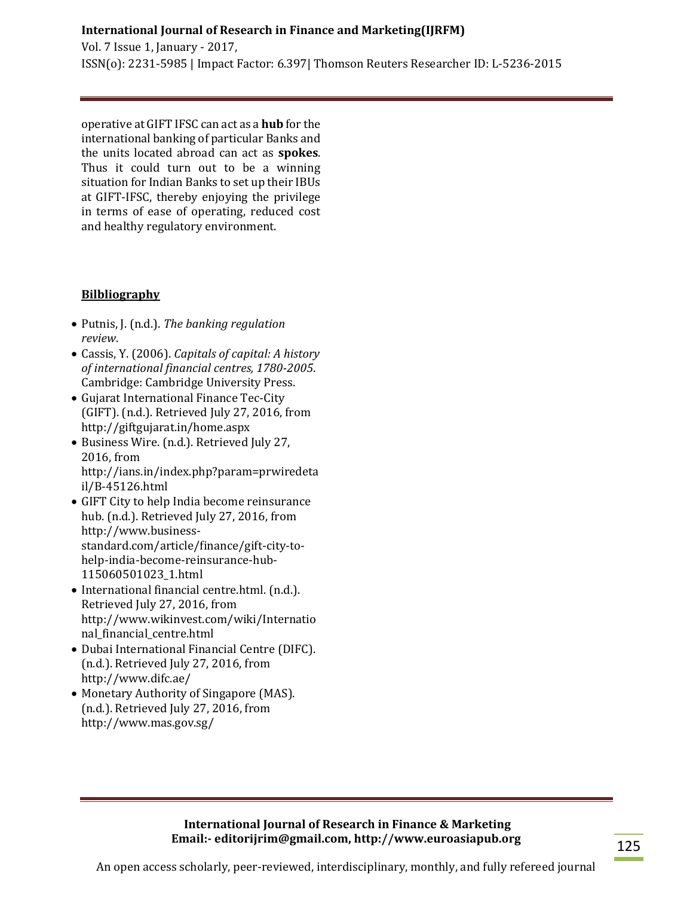operative at GIFT IFSC can act as a **hub** for the international banking of particular Banks and the units located abroad can act as **spokes**. Thus it could turn out to be a winning situation for Indian Banks to set up their IBUs at GIFT-IFSC, thereby enjoying the privilege in terms of ease of operating, reduced cost and healthy regulatory environment.

## Bilbliography

- Putnis, J. (n.d.). *The banking regulation review*.
- Cassis, Y. (2006). *Capitals of capital: A history of international financial centres, 1780-2005*. Cambridge: Cambridge University Press.
- Gujarat International Finance Tec-City (GIFT). (n.d.). Retrieved July 27, 2016, from http://giftgujarat.in/home.aspx
- Business Wire. (n.d.). Retrieved July 27, 2016, from http://ians.in/index.php?param=prwiredetail/B-45126.html
- GIFT City to help India become reinsurance hub. (n.d.). Retrieved July 27, 2016, from http://www.business-standard.com/article/finance/gift-city-to-help-india-become-reinsurance-hub-115060501023_1.html
- International financial centre.html. (n.d.). Retrieved July 27, 2016, from http://www.wikinvest.com/wiki/International_financial_centre.html
- Dubai International Financial Centre (DIFC). (n.d.). Retrieved July 27, 2016, from http://www.difc.ae/
- Monetary Authority of Singapore (MAS). (n.d.). Retrieved July 27, 2016, from http://www.mas.gov.sg/